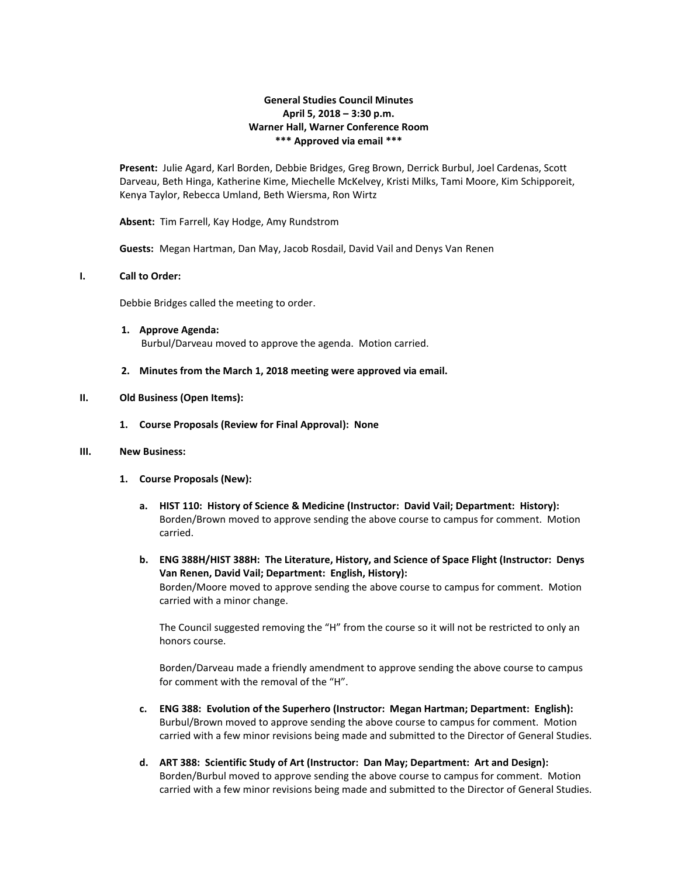**General Studies Council Minutes**
**April 5, 2018 – 3:30 p.m.**
**Warner Hall, Warner Conference Room**
**\*\*\* Approved via email \*\*\***

**Present:** Julie Agard, Karl Borden, Debbie Bridges, Greg Brown, Derrick Burbul, Joel Cardenas, Scott Darveau, Beth Hinga, Katherine Kime, Miechelle McKelvey, Kristi Milks, Tami Moore, Kim Schipporeit, Kenya Taylor, Rebecca Umland, Beth Wiersma, Ron Wirtz

**Absent:** Tim Farrell, Kay Hodge, Amy Rundstrom

**Guests:** Megan Hartman, Dan May, Jacob Rosdail, David Vail and Denys Van Renen

**I. Call to Order:**

Debbie Bridges called the meeting to order.

1. **Approve Agenda:**
   Burbul/Darveau moved to approve the agenda. Motion carried.

2. **Minutes from the March 1, 2018 meeting were approved via email.**

**II. Old Business (Open Items):**

1. **Course Proposals (Review for Final Approval): None**

**III. New Business:**

1. **Course Proposals (New):**

   a. **HIST 110: History of Science & Medicine (Instructor: David Vail; Department: History):**
   Borden/Brown moved to approve sending the above course to campus for comment. Motion carried.

   b. **ENG 388H/HIST 388H: The Literature, History, and Science of Space Flight (Instructor: Denys Van Renen, David Vail; Department: English, History):**
   Borden/Moore moved to approve sending the above course to campus for comment. Motion carried with a minor change.

   The Council suggested removing the "H" from the course so it will not be restricted to only an honors course.

   Borden/Darveau made a friendly amendment to approve sending the above course to campus for comment with the removal of the "H".

   c. **ENG 388: Evolution of the Superhero (Instructor: Megan Hartman; Department: English):**
   Burbul/Brown moved to approve sending the above course to campus for comment. Motion carried with a few minor revisions being made and submitted to the Director of General Studies.

   d. **ART 388: Scientific Study of Art (Instructor: Dan May; Department: Art and Design):**
   Borden/Burbul moved to approve sending the above course to campus for comment. Motion carried with a few minor revisions being made and submitted to the Director of General Studies.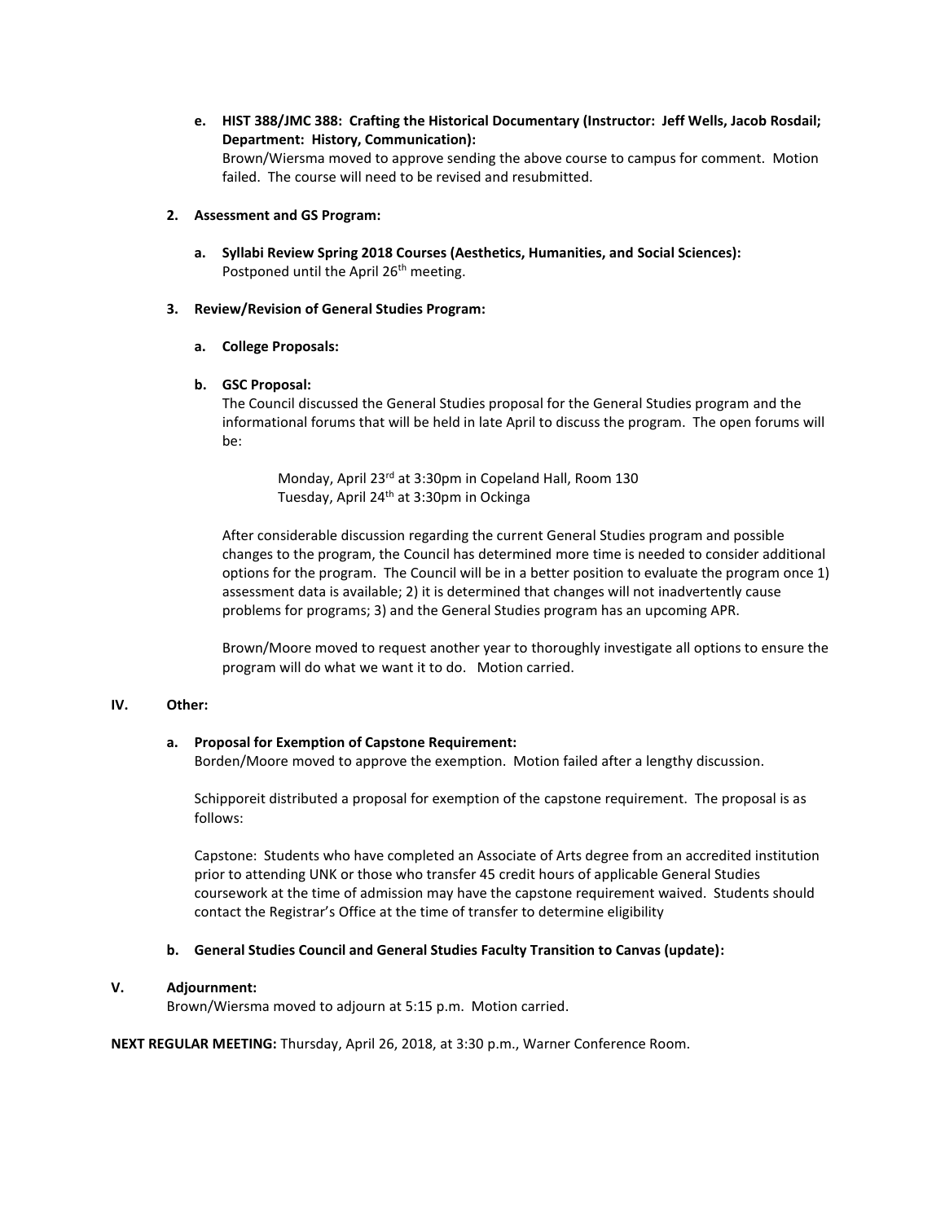**e. HIST 388/JMC 388: Crafting the Historical Documentary (Instructor: Jeff Wells, Jacob Rosdail; Department: History, Communication):**
Brown/Wiersma moved to approve sending the above course to campus for comment. Motion failed. The course will need to be revised and resubmitted.

**2. Assessment and GS Program:**

**a. Syllabi Review Spring 2018 Courses (Aesthetics, Humanities, and Social Sciences):**
Postponed until the April 26th meeting.

**3. Review/Revision of General Studies Program:**

**a. College Proposals:**

**b. GSC Proposal:**
The Council discussed the General Studies proposal for the General Studies program and the informational forums that will be held in late April to discuss the program. The open forums will be:

Monday, April 23rd at 3:30pm in Copeland Hall, Room 130
Tuesday, April 24th at 3:30pm in Ockinga

After considerable discussion regarding the current General Studies program and possible changes to the program, the Council has determined more time is needed to consider additional options for the program. The Council will be in a better position to evaluate the program once 1) assessment data is available; 2) it is determined that changes will not inadvertently cause problems for programs; 3) and the General Studies program has an upcoming APR.

Brown/Moore moved to request another year to thoroughly investigate all options to ensure the program will do what we want it to do. Motion carried.

**IV. Other:**

**a. Proposal for Exemption of Capstone Requirement:**
Borden/Moore moved to approve the exemption. Motion failed after a lengthy discussion.

Schipporeit distributed a proposal for exemption of the capstone requirement. The proposal is as follows:

Capstone: Students who have completed an Associate of Arts degree from an accredited institution prior to attending UNK or those who transfer 45 credit hours of applicable General Studies coursework at the time of admission may have the capstone requirement waived. Students should contact the Registrar's Office at the time of transfer to determine eligibility

**b. General Studies Council and General Studies Faculty Transition to Canvas (update):**

**V. Adjournment:**
Brown/Wiersma moved to adjourn at 5:15 p.m. Motion carried.

**NEXT REGULAR MEETING:** Thursday, April 26, 2018, at 3:30 p.m., Warner Conference Room.